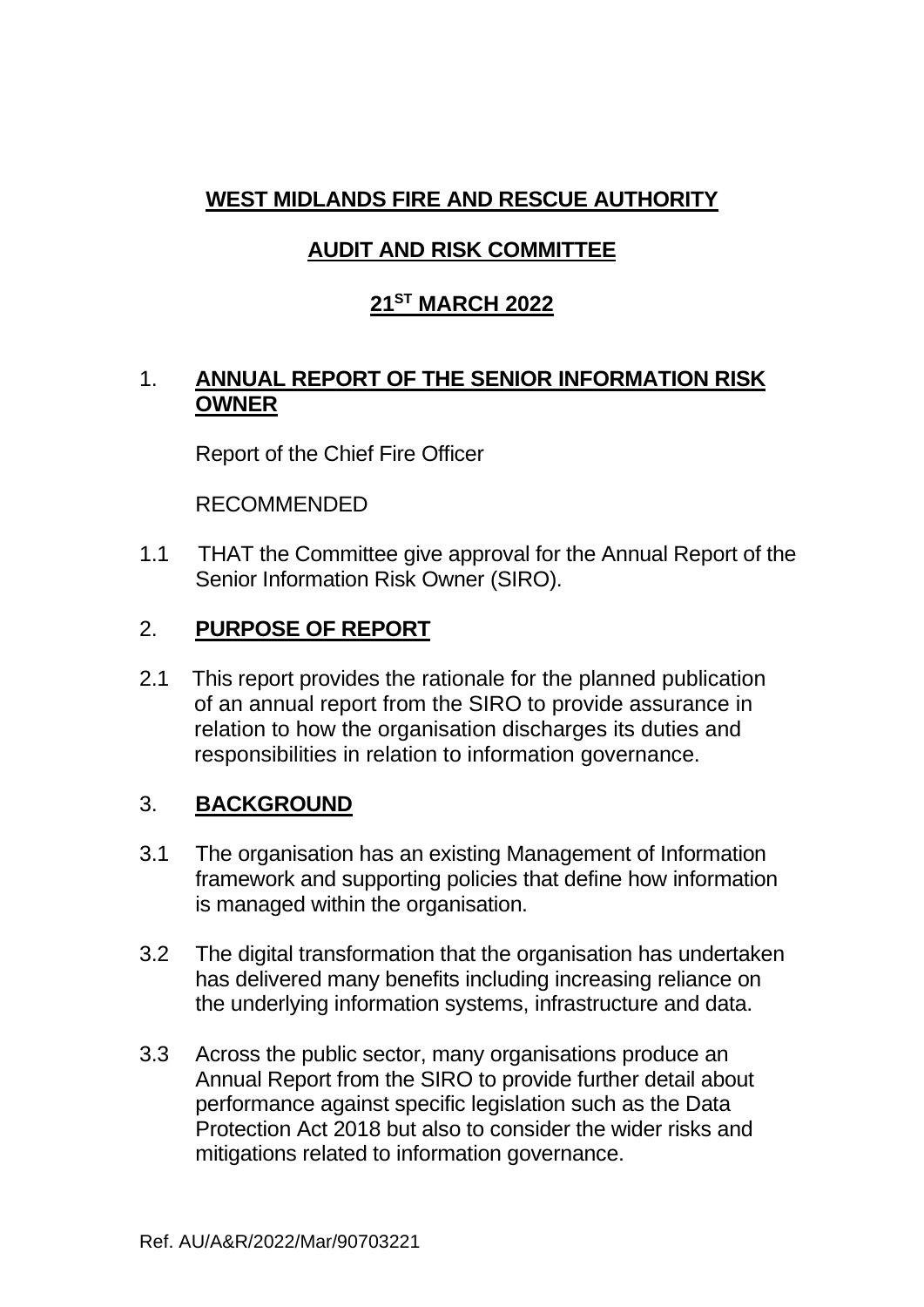**WEST MIDLANDS FIRE AND RESCUE AUTHORITY**

**AUDIT AND RISK COMMITTEE**

**21ST MARCH 2022**

## 1. ANNUAL REPORT OF THE SENIOR INFORMATION RISK OWNER

Report of the Chief Fire Officer

RECOMMENDED

1.1 THAT the Committee give approval for the Annual Report of the Senior Information Risk Owner (SIRO).

## 2. PURPOSE OF REPORT

2.1 This report provides the rationale for the planned publication of an annual report from the SIRO to provide assurance in relation to how the organisation discharges its duties and responsibilities in relation to information governance.

## 3. BACKGROUND

3.1 The organisation has an existing Management of Information framework and supporting policies that define how information is managed within the organisation.

3.2 The digital transformation that the organisation has undertaken has delivered many benefits including increasing reliance on the underlying information systems, infrastructure and data.

3.3 Across the public sector, many organisations produce an Annual Report from the SIRO to provide further detail about performance against specific legislation such as the Data Protection Act 2018 but also to consider the wider risks and mitigations related to information governance.

Ref. AU/A&R/2022/Mar/90703221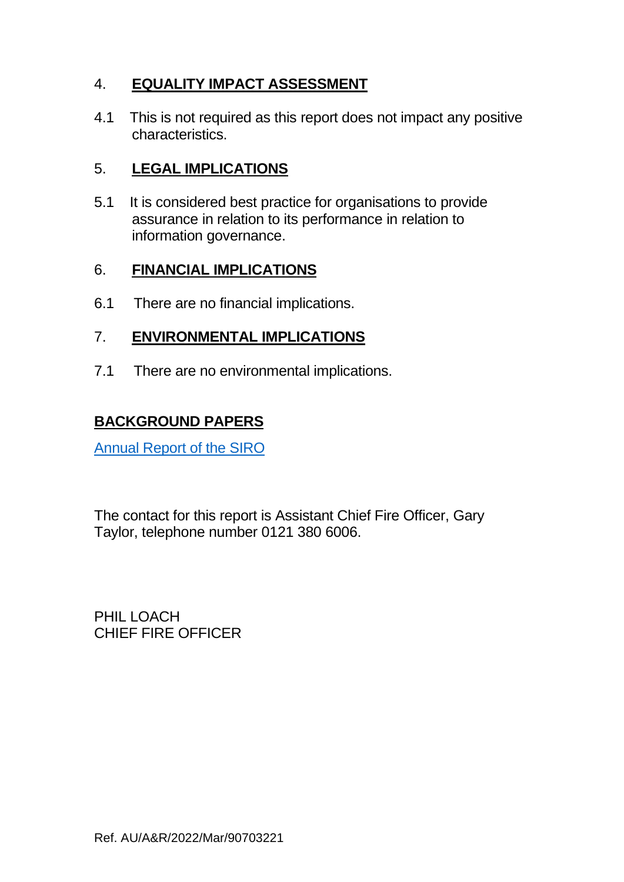## 4. EQUALITY IMPACT ASSESSMENT

4.1 This is not required as this report does not impact any positive characteristics.

## 5. LEGAL IMPLICATIONS

5.1 It is considered best practice for organisations to provide assurance in relation to its performance in relation to information governance.

## 6. FINANCIAL IMPLICATIONS

6.1 There are no financial implications.

## 7. ENVIRONMENTAL IMPLICATIONS

7.1 There are no environmental implications.

## BACKGROUND PAPERS

Annual Report of the SIRO

The contact for this report is Assistant Chief Fire Officer, Gary Taylor, telephone number 0121 380 6006.

PHIL LOACH
CHIEF FIRE OFFICER

Ref. AU/A&R/2022/Mar/90703221